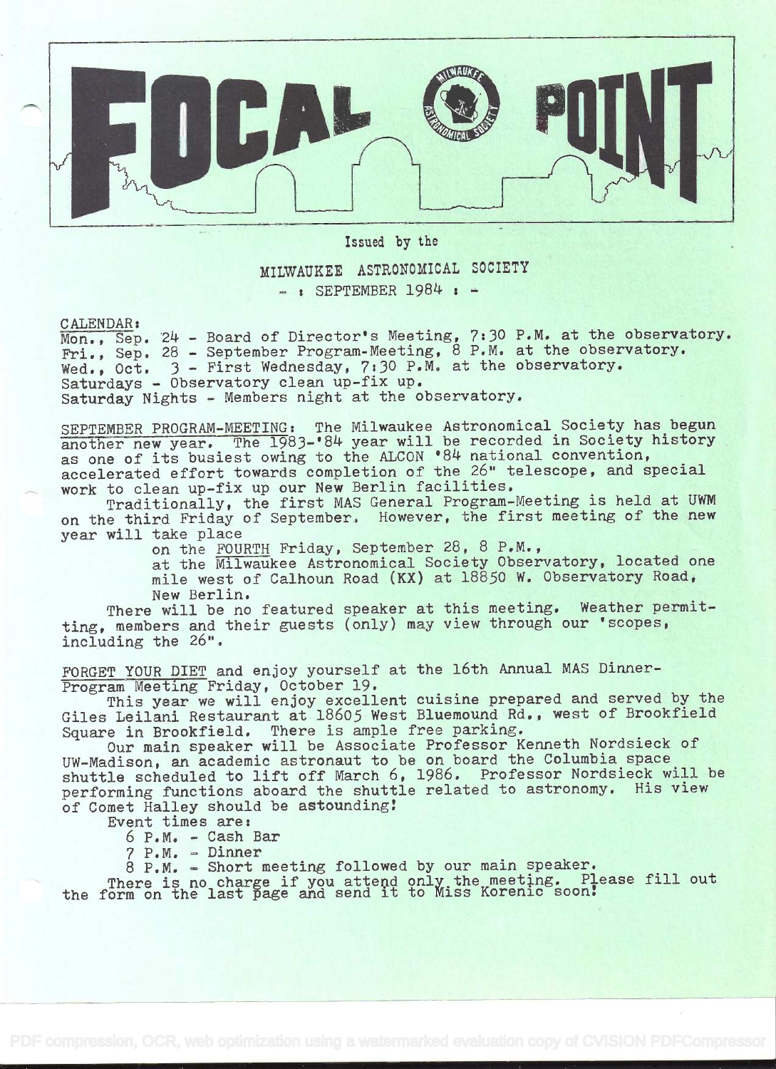// FOCAL POINT

Issued by the

MILWAUKEE ASTRONOMICAL SOCIETY

- : SEPTEMBER 1984 : -

CALENDAR:

Mon., Sep. 24 - Board of Director's Meeting, 7:30 P.M. at the observatory.
Fri., Sep. 28 - September Program-Meeting, 8 P.M. at the observatory.
Wed., Oct. 3 - First Wednesday, 7:30 P.M. at the observatory.
Saturdays - Observatory clean up-fix up.
Saturday Nights - Members night at the observatory.

SEPTEMBER PROGRAM-MEETING: The Milwaukee Astronomical Society has begun another new year. The 1983-'84 year will be recorded in Society history as one of its busiest owing to the ALCON '84 national convention, accelerated effort towards completion of the 26" telescope, and special work to clean up-fix up our New Berlin facilities.

Traditionally, the first MAS General Program-Meeting is held at UWM on the third Friday of September. However, the first meeting of the new year will take place

on the FOURTH Friday, September 28, 8 P.M.,
at the Milwaukee Astronomical Society Observatory, located one mile west of Calhoun Road (KX) at 18850 W. Observatory Road, New Berlin.

There will be no featured speaker at this meeting. Weather permitting, members and their guests (only) may view through our 'scopes, including the 26".

FORGET YOUR DIET and enjoy yourself at the 16th Annual MAS Dinner-Program Meeting Friday, October 19.

This year we will enjoy excellent cuisine prepared and served by the Giles Leilani Restaurant at 18605 West Bluemound Rd., west of Brookfield Square in Brookfield. There is ample free parking.

Our main speaker will be Associate Professor Kenneth Nordsieck of UW-Madison, an academic astronaut to be on board the Columbia space shuttle scheduled to lift off March 6, 1986. Professor Nordsieck will be performing functions aboard the shuttle related to astronomy. His view of Comet Halley should be astounding!

Event times are:

6 P.M. - Cash Bar
7 P.M. - Dinner
8 P.M. - Short meeting followed by our main speaker.

There is no charge if you attend only the meeting. Please fill out the form on the last page and send it to Miss Korenic soon!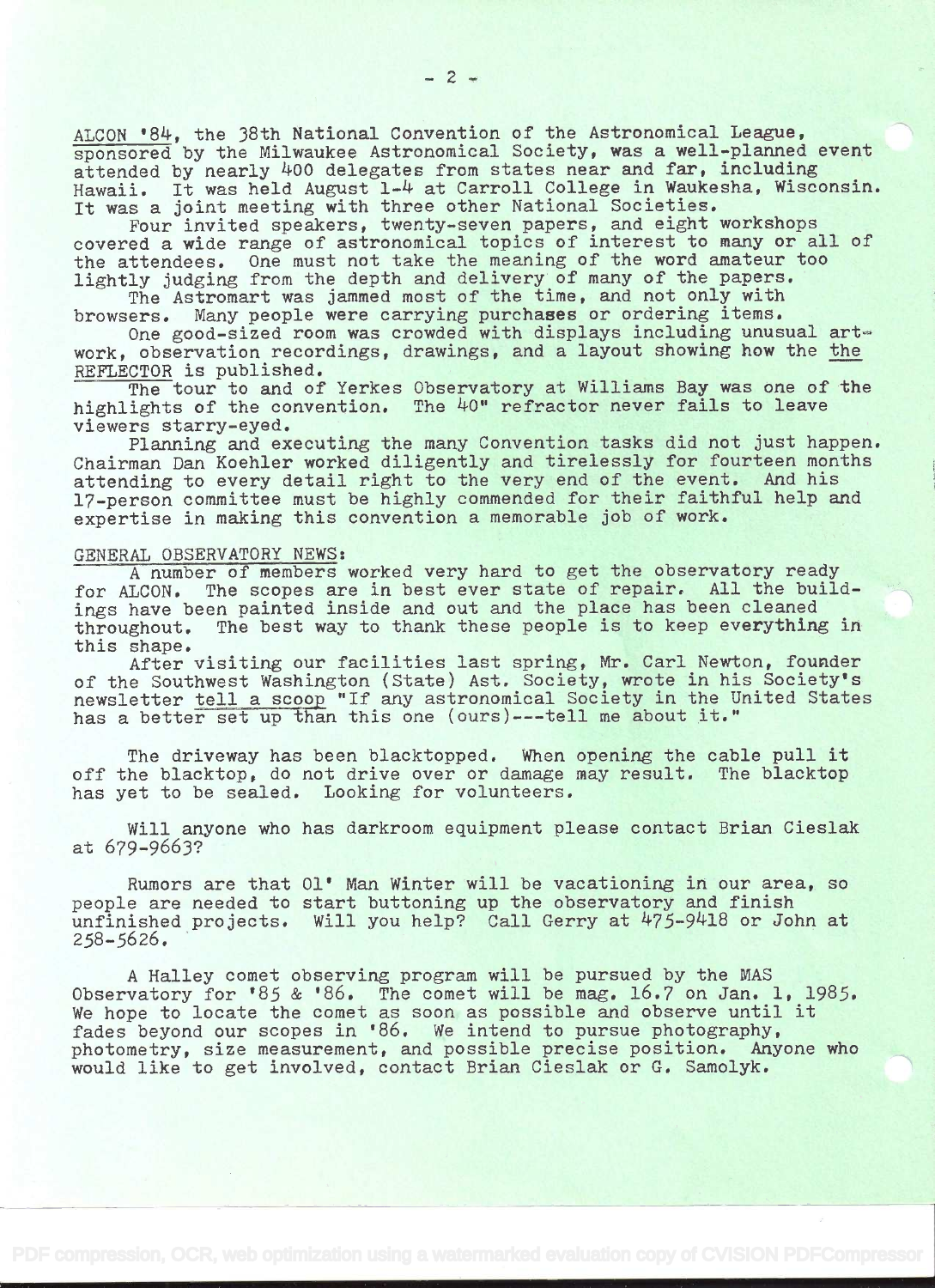ALCON '84, the 38th National Convention of the Astronomical League, sponsored by the Milwaukee Astronomical Society, was a well-planned event attended by nearly 400 delegates from states near and far, including Hawaii. It was held August 1-4 at Carroll College in Waukesha, Wisconsin. It was a joint meeting with three other National Societies.

Four invited speakers, twenty-seven papers, and eight workshops covered a wide range of astronomical topics of interest to many or all of the attendees. One must not take the meaning of the word amateur too lightly judging from the depth and delivery of many of the papers.

The Astromart was jammed most of the time, and not only with browsers. Many people were carrying purchases or ordering items.

One good-sized room was crowded with displays including unusual artwork, observation recordings, drawings, and a layout showing how the the REFLECTOR is published.

The tour to and of Yerkes Observatory at Williams Bay was one of the highlights of the convention. The 40" refractor never fails to leave viewers starry-eyed.

Planning and executing the many Convention tasks did not just happen. Chairman Dan Koehler worked diligently and tirelessly for fourteen months attending to every detail right to the very end of the event. And his 17-person committee must be highly commended for their faithful help and expertise in making this convention a memorable job of work.

GENERAL OBSERVATORY NEWS:

A number of members worked very hard to get the observatory ready for ALCON. The scopes are in best ever state of repair. All the buildings have been painted inside and out and the place has been cleaned throughout. The best way to thank these people is to keep everything in this shape.

After visiting our facilities last spring, Mr. Carl Newton, founder of the Southwest Washington (State) Ast. Society, wrote in his Society's newsletter tell a scoop "If any astronomical Society in the United States has a better set up than this one (ours)---tell me about it."

The driveway has been blacktopped. When opening the cable pull it off the blacktop, do not drive over or damage may result. The blacktop has yet to be sealed. Looking for volunteers.

Will anyone who has darkroom equipment please contact Brian Cieslak at 679-9663?

Rumors are that Ol' Man Winter will be vacationing in our area, so people are needed to start buttoning up the observatory and finish unfinished projects. Will you help? Call Gerry at 475-9418 or John at 258-5626.

A Halley comet observing program will be pursued by the MAS Observatory for '85 & '86. The comet will be mag. 16.7 on Jan. 1, 1985. We hope to locate the comet as soon as possible and observe until it fades beyond our scopes in '86. We intend to pursue photography, photometry, size measurement, and possible precise position. Anyone who would like to get involved, contact Brian Cieslak or G. Samolyk.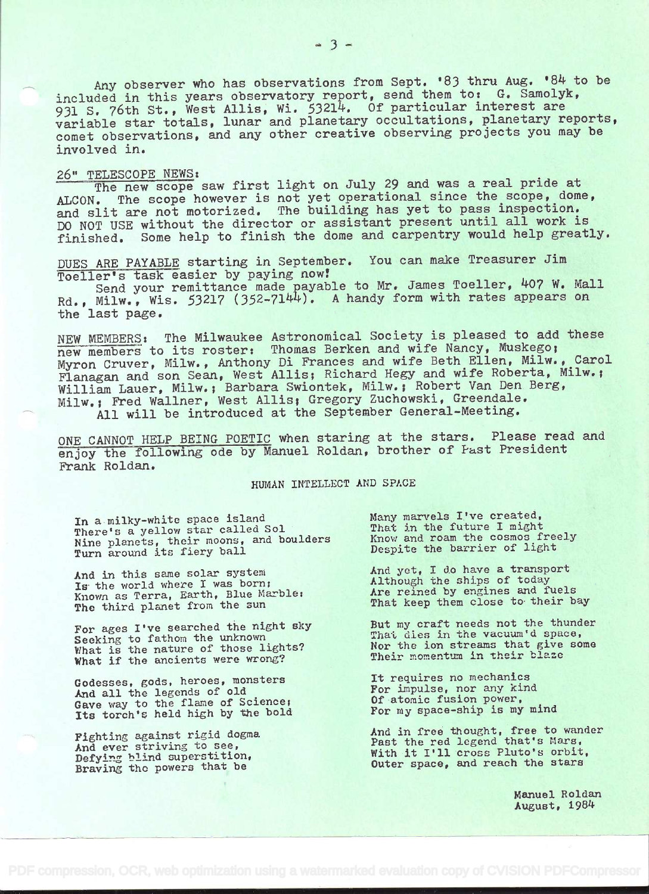Any observer who has observations from Sept. '83 thru Aug. '84 to be included in this years observatory report, send them to: G. Samolyk, 931 S. 76th St., West Allis, Wi. 53214. Of particular interest are variable star totals, lunar and planetary occultations, planetary reports, comet observations, and any other creative observing projects you may be involved in.

26" TELESCOPE NEWS:

The new scope saw first light on July 29 and was a real pride at ALCON. The scope however is not yet operational since the scope, dome, and slit are not motorized. The building has yet to pass inspection. DO NOT USE without the director or assistant present until all work is finished. Some help to finish the dome and carpentry would help greatly.

DUES ARE PAYABLE starting in September. You can make Treasurer Jim Toeller's task easier by paying now!

Send your remittance made payable to Mr. James Toeller, 407 W. Mall Rd., Milw., Wis. 53217 (352-7144). A handy form with rates appears on the last page.

NEW MEMBERS: The Milwaukee Astronomical Society is pleased to add these new members to its roster: Thomas Berken and wife Nancy, Muskego; Myron Cruver, Milw., Anthony Di Frances and wife Beth Ellen, Milw., Carol Flanagan and son Sean, West Allis; Richard Hegy and wife Roberta, Milw.; William Lauer, Milw.; Barbara Swiontek, Milw.; Robert Van Den Berg, Milw.; Fred Wallner, West Allis; Gregory Zuchowski, Greendale.

All will be introduced at the September General-Meeting.

ONE CANNOT HELP BEING POETIC when staring at the stars. Please read and enjoy the following ode by Manuel Roldan, brother of Past President Frank Roldan.

HUMAN INTELLECT AND SPACE

In a milky-white space island
There's a yellow star called Sol
Nine planets, their moons, and boulders
Turn around its fiery ball

And in this same solar system
Is the world where I was born;
Known as Terra, Earth, Blue Marble:
The third planet from the sun

For ages I've searched the night sky
Seeking to fathom the unknown
What is the nature of those lights?
What if the ancients were wrong?

Godesses, gods, heroes, monsters
And all the legends of old
Gave way to the flame of Science;
Its torch's held high by the bold

Fighting against rigid dogma
And ever striving to see,
Defying blind superstition,
Braving the powers that be

Many marvels I've created,
That in the future I might
Know and roam the cosmos freely
Despite the barrier of light

And yet, I do have a transport
Although the ships of today
Are reined by engines and fuels
That keep them close to their bay

But my craft needs not the thunder
That dies in the vacuum'd space,
Nor the ion streams that give some
Their momentum in their blaze

It requires no mechanics
For impulse, nor any kind
Of atomic fusion power,
For my space-ship is my mind

And in free thought, free to wander
Past the red legend that's Mars,
With it I'll cross Pluto's orbit,
Outer space, and reach the stars

Manuel Roldan
August, 1984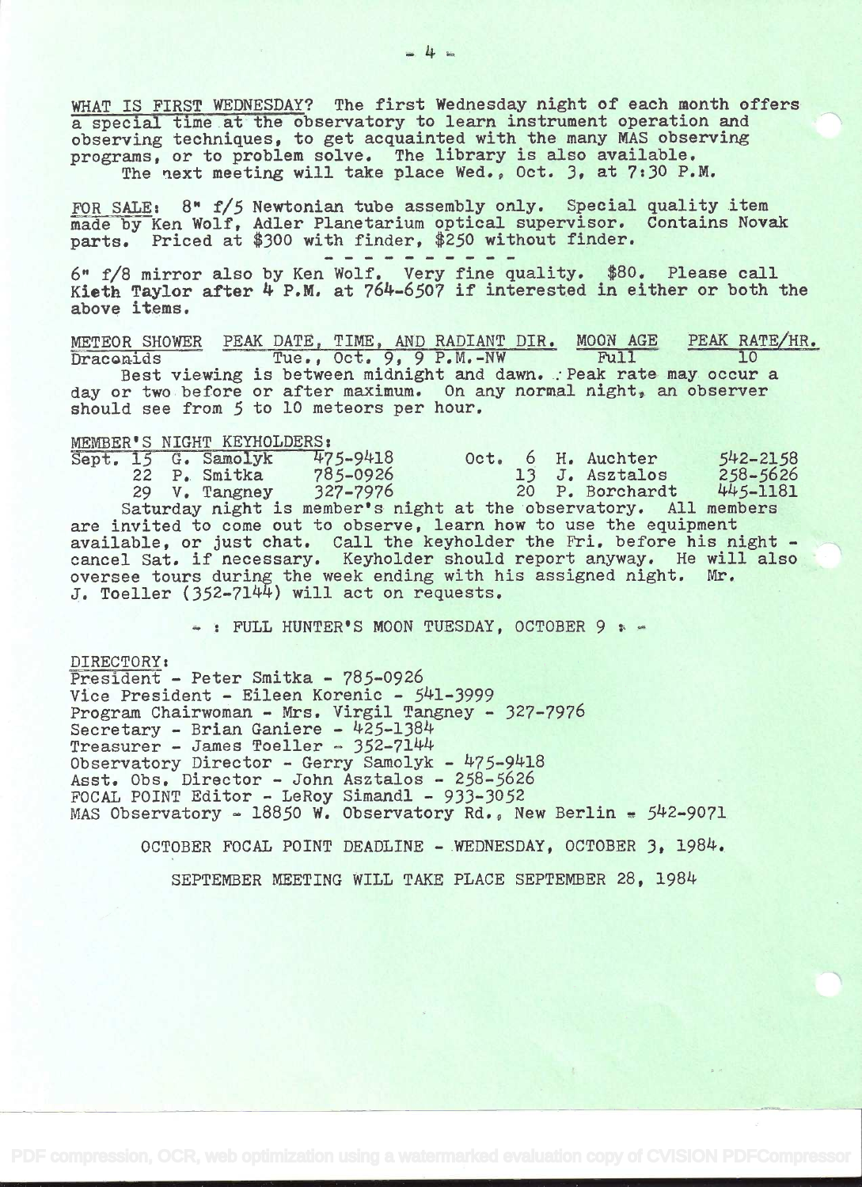WHAT IS FIRST WEDNESDAY? The first Wednesday night of each month offers a special time at the observatory to learn instrument operation and observing techniques, to get acquainted with the many MAS observing programs, or to problem solve. The library is also available.

The next meeting will take place Wed., Oct. 3, at 7:30 P.M.

FOR SALE: 8" f/5 Newtonian tube assembly only. Special quality item made by Ken Wolf, Adler Planetarium optical supervisor. Contains Novak parts. Priced at $300 with finder, $250 without finder.

- - - - - - - - - -

6" f/8 mirror also by Ken Wolf. Very fine quality. $80. Please call Kieth Taylor after 4 P.M. at 764-6507 if interested in either or both the above items.

| METEOR SHOWER | PEAK DATE, TIME, AND RADIANT DIR. | MOON AGE | PEAK RATE/HR. |
|---|---|---|---|
| Draconids | Tue., Oct. 9, 9 P.M.-NW | Full | 10 |

Best viewing is between midnight and dawn. Peak rate may occur a day or two before or after maximum. On any normal night, an observer should see from 5 to 10 meteors per hour.

MEMBER'S NIGHT KEYHOLDERS:

| | | | | | |
|---|---|---|---|---|---|
| Sept. 15 | G. Samolyk | 475-9418 | Oct. 6 | H. Auchter | 542-2158 |
| 22 | P. Smitka | 785-0926 | 13 | J. Asztalos | 258-5626 |
| 29 | V. Tangney | 327-7976 | 20 | P. Borchardt | 445-1181 |

Saturday night is member's night at the observatory. All members are invited to come out to observe, learn how to use the equipment available, or just chat. Call the keyholder the Fri. before his night - cancel Sat. if necessary. Keyholder should report anyway. He will also oversee tours during the week ending with his assigned night. Mr. J. Toeller (352-7144) will act on requests.

- : FULL HUNTER'S MOON TUESDAY, OCTOBER 9 : -

DIRECTORY:

President - Peter Smitka - 785-0926
Vice President - Eileen Korenic - 541-3999
Program Chairwoman - Mrs. Virgil Tangney - 327-7976
Secretary - Brian Ganiere - 425-1384
Treasurer - James Toeller - 352-7144
Observatory Director - Gerry Samolyk - 475-9418
Asst. Obs. Director - John Asztalos - 258-5626
FOCAL POINT Editor - LeRoy Simandl - 933-3052
MAS Observatory - 18850 W. Observatory Rd., New Berlin - 542-9071

OCTOBER FOCAL POINT DEADLINE - WEDNESDAY, OCTOBER 3, 1984.

SEPTEMBER MEETING WILL TAKE PLACE SEPTEMBER 28, 1984